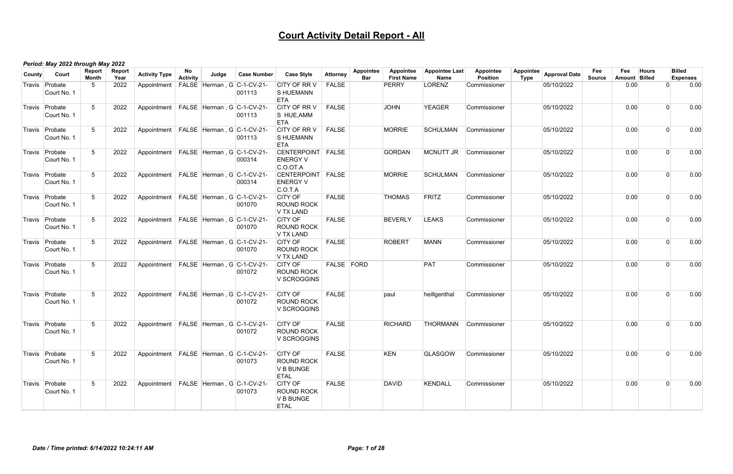# Court Activity Detail Report - All

***Period: May 2022 through May 2022***

| County | Court | Report Month | Report Year | Activity Type | No Activity | Judge | Case Number | Case Style | Attorney | Appointee Bar | Appointee First Name | Appointee Last Name | Appointee Position | Appointee Type | Approval Date | Fee Source | Fee Amount | Hours Billed | Billed Expenses |
|---|---|---|---|---|---|---|---|---|---|---|---|---|---|---|---|---|---|---|---|
| Travis | Probate Court No. 1 | 5 | 2022 | Appointment | FALSE | Herman , G | C-1-CV-21-001113 | CITY OF RR V S HUEMANN ETA | FALSE | | PERRY | LORENZ | Commissioner | | 05/10/2022 | | 0.00 | 0 | 0.00 |
| Travis | Probate Court No. 1 | 5 | 2022 | Appointment | FALSE | Herman , G | C-1-CV-21-001113 | CITY OF RR V S HUE,AMM ETA | FALSE | | JOHN | YEAGER | Commissioner | | 05/10/2022 | | 0.00 | 0 | 0.00 |
| Travis | Probate Court No. 1 | 5 | 2022 | Appointment | FALSE | Herman , G | C-1-CV-21-001113 | CITY OF RR V S HUEMANN ETA | FALSE | | MORRIE | SCHULMAN | Commissioner | | 05/10/2022 | | 0.00 | 0 | 0.00 |
| Travis | Probate Court No. 1 | 5 | 2022 | Appointment | FALSE | Herman , G | C-1-CV-21-000314 | CENTERPOINT ENERGY V C.O.OT.A | FALSE | | GORDAN | MCNUTT JR | Commissioner | | 05/10/2022 | | 0.00 | 0 | 0.00 |
| Travis | Probate Court No. 1 | 5 | 2022 | Appointment | FALSE | Herman , G | C-1-CV-21-000314 | CENTERPOINT ENERGY V C.O.T.A | FALSE | | MORRIE | SCHULMAN | Commissioner | | 05/10/2022 | | 0.00 | 0 | 0.00 |
| Travis | Probate Court No. 1 | 5 | 2022 | Appointment | FALSE | Herman , G | C-1-CV-21-001070 | CITY OF ROUND ROCK V TX LAND | FALSE | | THOMAS | FRITZ | Commissioner | | 05/10/2022 | | 0.00 | 0 | 0.00 |
| Travis | Probate Court No. 1 | 5 | 2022 | Appointment | FALSE | Herman , G | C-1-CV-21-001070 | CITY OF ROUND ROCK V TX LAND | FALSE | | BEVERLY | LEAKS | Commissioner | | 05/10/2022 | | 0.00 | 0 | 0.00 |
| Travis | Probate Court No. 1 | 5 | 2022 | Appointment | FALSE | Herman , G | C-1-CV-21-001070 | CITY OF ROUND ROCK V TX LAND | FALSE | | ROBERT | MANN | Commissioner | | 05/10/2022 | | 0.00 | 0 | 0.00 |
| Travis | Probate Court No. 1 | 5 | 2022 | Appointment | FALSE | Herman , G | C-1-CV-21-001072 | CITY OF ROUND ROCK V SCROGGINS | FALSE | FORD | | PAT | Commissioner | | 05/10/2022 | | 0.00 | 0 | 0.00 |
| Travis | Probate Court No. 1 | 5 | 2022 | Appointment | FALSE | Herman , G | C-1-CV-21-001072 | CITY OF ROUND ROCK V SCROGGINS | FALSE | | paul | heillgenthal | Commissioner | | 05/10/2022 | | 0.00 | 0 | 0.00 |
| Travis | Probate Court No. 1 | 5 | 2022 | Appointment | FALSE | Herman , G | C-1-CV-21-001072 | CITY OF ROUND ROCK V SCROGGINS | FALSE | | RICHARD | THORMANN | Commissioner | | 05/10/2022 | | 0.00 | 0 | 0.00 |
| Travis | Probate Court No. 1 | 5 | 2022 | Appointment | FALSE | Herman , G | C-1-CV-21-001073 | CITY OF ROUND ROCK V B BUNGE ETAL | FALSE | | KEN | GLASGOW | Commissioner | | 05/10/2022 | | 0.00 | 0 | 0.00 |
| Travis | Probate Court No. 1 | 5 | 2022 | Appointment | FALSE | Herman , G | C-1-CV-21-001073 | CITY OF ROUND ROCK V B BUNGE ETAL | FALSE | | DAVID | KENDALL | Commissioner | | 05/10/2022 | | 0.00 | 0 | 0.00 |

*Date / Time printed: 6/14/2022 10:24:11 AM*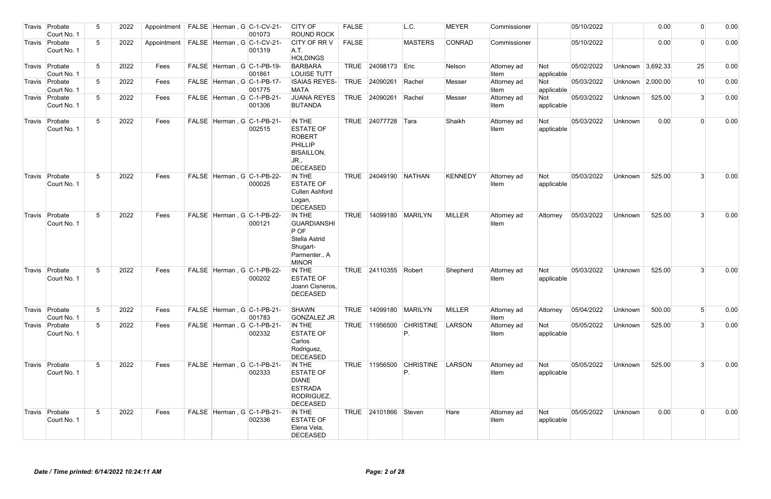| | | | | | | | | | | | | | | | | | | | |
|---|---|---|---|---|---|---|---|---|---|---|---|---|---|---|---|---|---|---|---|
| Travis | Probate Court No. 1 | 5 | 2022 | Appointment | FALSE | Herman , G | C-1-CV-21-001073 | CITY OF ROUND ROCK | FALSE | | L.C. | MEYER | Commissioner | | 05/10/2022 | | 0.00 | 0 | 0.00 |
| Travis | Probate Court No. 1 | 5 | 2022 | Appointment | FALSE | Herman , G | C-1-CV-21-001319 | CITY OF RR V A.T. HOLDINGS | FALSE | | MASTERS | CONRAD | Commissioner | | 05/10/2022 | | 0.00 | 0 | 0.00 |
| Travis | Probate Court No. 1 | 5 | 2022 | Fees | FALSE | Herman , G | C-1-PB-19-001861 | BARBARA LOUISE TUTT | TRUE | 24098173 | Eric | Nelson | Attorney ad litem | Not applicable | 05/02/2022 | Unknown | 3,692.33 | 25 | 0.00 |
| Travis | Probate Court No. 1 | 5 | 2022 | Fees | FALSE | Herman , G | C-1-PB-17-001775 | ISAIAS REYES-MATA | TRUE | 24090261 | Rachel | Messer | Attorney ad litem | Not applicable | 05/03/2022 | Unknown | 2,000.00 | 10 | 0.00 |
| Travis | Probate Court No. 1 | 5 | 2022 | Fees | FALSE | Herman , G | C-1-PB-21-001306 | JUANA REYES BUTANDA | TRUE | 24090261 | Rachel | Messer | Attorney ad litem | Not applicable | 05/03/2022 | Unknown | 525.00 | 3 | 0.00 |
| Travis | Probate Court No. 1 | 5 | 2022 | Fees | FALSE | Herman , G | C-1-PB-21-002515 | IN THE ESTATE OF ROBERT PHILLIP BISAILLON, JR., DECEASED | TRUE | 24077728 | Tara | Shaikh | Attorney ad litem | Not applicable | 05/03/2022 | Unknown | 0.00 | 0 | 0.00 |
| Travis | Probate Court No. 1 | 5 | 2022 | Fees | FALSE | Herman , G | C-1-PB-22-000025 | IN THE ESTATE OF Cullen Ashford Logan, DECEASED | TRUE | 24049190 | NATHAN | KENNEDY | Attorney ad litem | Not applicable | 05/03/2022 | Unknown | 525.00 | 3 | 0.00 |
| Travis | Probate Court No. 1 | 5 | 2022 | Fees | FALSE | Herman , G | C-1-PB-22-000121 | IN THE GUARDIANSHIP OF Stella Astrid Shugart-Parmenter., A MINOR | TRUE | 14099180 | MARILYN | MILLER | Attorney ad litem | Attorney | 05/03/2022 | Unknown | 525.00 | 3 | 0.00 |
| Travis | Probate Court No. 1 | 5 | 2022 | Fees | FALSE | Herman , G | C-1-PB-22-000202 | IN THE ESTATE OF Joann Cisneros, DECEASED | TRUE | 24110355 | Robert | Shepherd | Attorney ad litem | Not applicable | 05/03/2022 | Unknown | 525.00 | 3 | 0.00 |
| Travis | Probate Court No. 1 | 5 | 2022 | Fees | FALSE | Herman , G | C-1-PB-21-001783 | SHAWN GONZALEZ JR | TRUE | 14099180 | MARILYN | MILLER | Attorney ad litem | Attorney | 05/04/2022 | Unknown | 500.00 | 5 | 0.00 |
| Travis | Probate Court No. 1 | 5 | 2022 | Fees | FALSE | Herman , G | C-1-PB-21-002332 | IN THE ESTATE OF Carlos Rodriguez, DECEASED | TRUE | 11956500 | CHRISTINE P. | LARSON | Attorney ad litem | Not applicable | 05/05/2022 | Unknown | 525.00 | 3 | 0.00 |
| Travis | Probate Court No. 1 | 5 | 2022 | Fees | FALSE | Herman , G | C-1-PB-21-002333 | IN THE ESTATE OF DIANE ESTRADA RODRIGUEZ, DECEASED | TRUE | 11956500 | CHRISTINE P. | LARSON | Attorney ad litem | Not applicable | 05/05/2022 | Unknown | 525.00 | 3 | 0.00 |
| Travis | Probate Court No. 1 | 5 | 2022 | Fees | FALSE | Herman , G | C-1-PB-21-002336 | IN THE ESTATE OF Elena Vela, DECEASED | TRUE | 24101866 | Steven | Hare | Attorney ad litem | Not applicable | 05/05/2022 | Unknown | 0.00 | 0 | 0.00 |

*Date / Time printed: 6/14/2022 10:24:11 AM*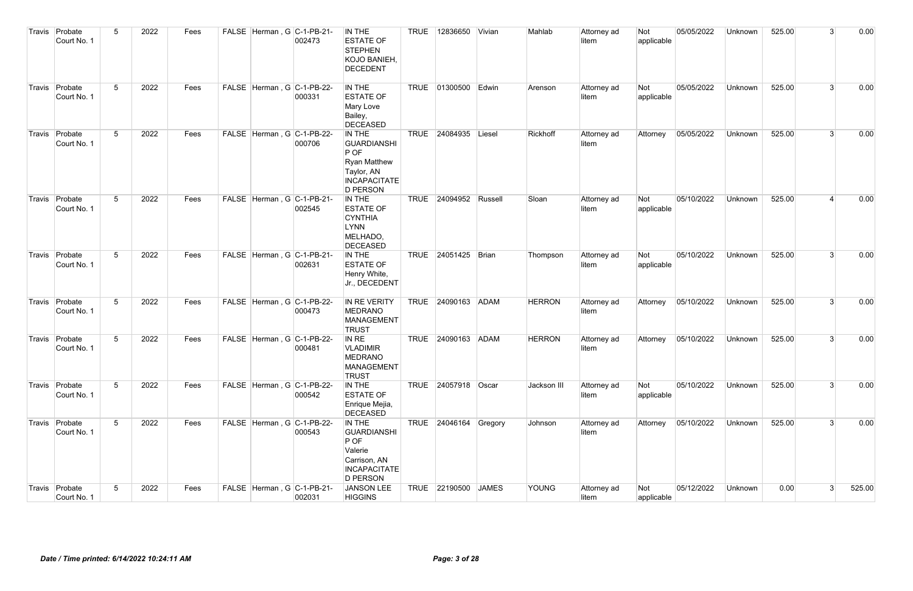| | | | | | | | | | | | | | | | | | | | |
|---|---|---|---|---|---|---|---|---|---|---|---|---|---|---|---|---|---|---|---|
| Travis | Probate Court No. 1 | 5 | 2022 | Fees | FALSE | Herman , G | C-1-PB-21-002473 | IN THE ESTATE OF STEPHEN KOJO BANIEH, DECEDENT | TRUE | 12836650 | Vivian | Mahlab | Attorney ad litem | Not applicable | 05/05/2022 | Unknown | 525.00 | 3 | 0.00 |
| Travis | Probate Court No. 1 | 5 | 2022 | Fees | FALSE | Herman , G | C-1-PB-22-000331 | IN THE ESTATE OF Mary Love Bailey, DECEASED | TRUE | 01300500 | Edwin | Arenson | Attorney ad litem | Not applicable | 05/05/2022 | Unknown | 525.00 | 3 | 0.00 |
| Travis | Probate Court No. 1 | 5 | 2022 | Fees | FALSE | Herman , G | C-1-PB-22-000706 | IN THE GUARDIANSHIP OF Ryan Matthew Taylor, AN INCAPACITATED PERSON | TRUE | 24084935 | Liesel | Rickhoff | Attorney ad litem | Attorney | 05/05/2022 | Unknown | 525.00 | 3 | 0.00 |
| Travis | Probate Court No. 1 | 5 | 2022 | Fees | FALSE | Herman , G | C-1-PB-21-002545 | IN THE ESTATE OF CYNTHIA LYNN MELHADO, DECEASED | TRUE | 24094952 | Russell | Sloan | Attorney ad litem | Not applicable | 05/10/2022 | Unknown | 525.00 | 4 | 0.00 |
| Travis | Probate Court No. 1 | 5 | 2022 | Fees | FALSE | Herman , G | C-1-PB-21-002631 | IN THE ESTATE OF Henry White, Jr., DECEDENT | TRUE | 24051425 | Brian | Thompson | Attorney ad litem | Not applicable | 05/10/2022 | Unknown | 525.00 | 3 | 0.00 |
| Travis | Probate Court No. 1 | 5 | 2022 | Fees | FALSE | Herman , G | C-1-PB-22-000473 | IN RE VERITY MEDRANO MANAGEMENT TRUST | TRUE | 24090163 | ADAM | HERRON | Attorney ad litem | Attorney | 05/10/2022 | Unknown | 525.00 | 3 | 0.00 |
| Travis | Probate Court No. 1 | 5 | 2022 | Fees | FALSE | Herman , G | C-1-PB-22-000481 | IN RE VLADIMIR MEDRANO MANAGEMENT TRUST | TRUE | 24090163 | ADAM | HERRON | Attorney ad litem | Attorney | 05/10/2022 | Unknown | 525.00 | 3 | 0.00 |
| Travis | Probate Court No. 1 | 5 | 2022 | Fees | FALSE | Herman , G | C-1-PB-22-000542 | IN THE ESTATE OF Enrique Mejia, DECEASED | TRUE | 24057918 | Oscar | Jackson III | Attorney ad litem | Not applicable | 05/10/2022 | Unknown | 525.00 | 3 | 0.00 |
| Travis | Probate Court No. 1 | 5 | 2022 | Fees | FALSE | Herman , G | C-1-PB-22-000543 | IN THE GUARDIANSHIP OF Valerie Carrison, AN INCAPACITATED PERSON | TRUE | 24046164 | Gregory | Johnson | Attorney ad litem | Attorney | 05/10/2022 | Unknown | 525.00 | 3 | 0.00 |
| Travis | Probate Court No. 1 | 5 | 2022 | Fees | FALSE | Herman , G | C-1-PB-21-002031 | JANSON LEE HIGGINS | TRUE | 22190500 | JAMES | YOUNG | Attorney ad litem | Not applicable | 05/12/2022 | Unknown | 0.00 | 3 | 525.00 |

*Date / Time printed: 6/14/2022 10:24:11 AM*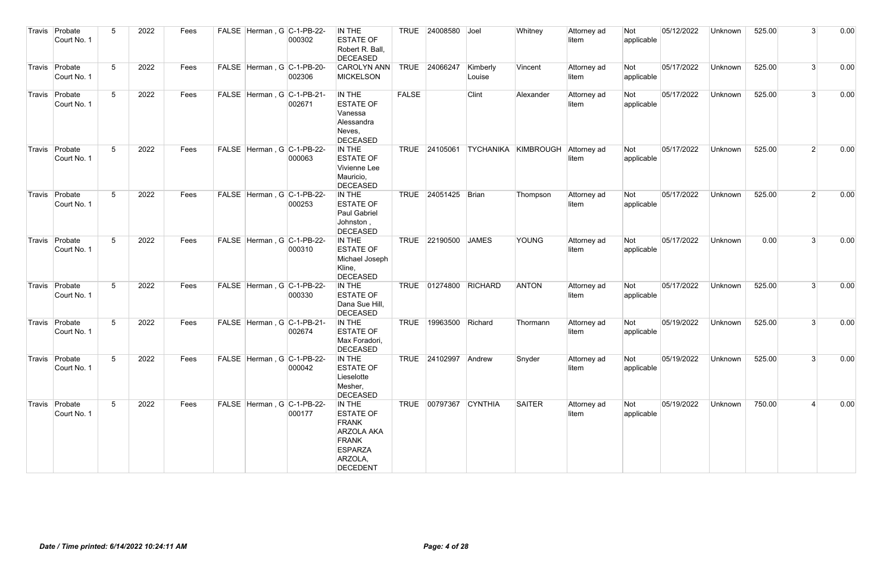| | | | | | | | | | | | | | | | | | | | | |
|---|---|---|---|---|---|---|---|---|---|---|---|---|---|---|---|---|---|---|---|---|
| Travis | Probate Court No. 1 | 5 | 2022 | Fees | FALSE | Herman , G | C-1-PB-22-000302 | IN THE ESTATE OF Robert R. Ball, DECEASED | TRUE | 24008580 | Joel | Whitney | Attorney ad litem | Not applicable | 05/12/2022 | Unknown | 525.00 | 3 | 0.00 |
| Travis | Probate Court No. 1 | 5 | 2022 | Fees | FALSE | Herman , G | C-1-PB-20-002306 | CAROLYN ANN MICKELSON | TRUE | 24066247 | Kimberly Louise | Vincent | Attorney ad litem | Not applicable | 05/17/2022 | Unknown | 525.00 | 3 | 0.00 |
| Travis | Probate Court No. 1 | 5 | 2022 | Fees | FALSE | Herman , G | C-1-PB-21-002671 | IN THE ESTATE OF Vanessa Alessandra Neves, DECEASED | FALSE | | Clint | Alexander | Attorney ad litem | Not applicable | 05/17/2022 | Unknown | 525.00 | 3 | 0.00 |
| Travis | Probate Court No. 1 | 5 | 2022 | Fees | FALSE | Herman , G | C-1-PB-22-000063 | IN THE ESTATE OF Vivienne Lee Mauricio, DECEASED | TRUE | 24105061 | TYCHANIKA | KIMBROUGH | Attorney ad litem | Not applicable | 05/17/2022 | Unknown | 525.00 | 2 | 0.00 |
| Travis | Probate Court No. 1 | 5 | 2022 | Fees | FALSE | Herman , G | C-1-PB-22-000253 | IN THE ESTATE OF Paul Gabriel Johnston , DECEASED | TRUE | 24051425 | Brian | Thompson | Attorney ad litem | Not applicable | 05/17/2022 | Unknown | 525.00 | 2 | 0.00 |
| Travis | Probate Court No. 1 | 5 | 2022 | Fees | FALSE | Herman , G | C-1-PB-22-000310 | IN THE ESTATE OF Michael Joseph Kline, DECEASED | TRUE | 22190500 | JAMES | YOUNG | Attorney ad litem | Not applicable | 05/17/2022 | Unknown | 0.00 | 3 | 0.00 |
| Travis | Probate Court No. 1 | 5 | 2022 | Fees | FALSE | Herman , G | C-1-PB-22-000330 | IN THE ESTATE OF Dana Sue Hill, DECEASED | TRUE | 01274800 | RICHARD | ANTON | Attorney ad litem | Not applicable | 05/17/2022 | Unknown | 525.00 | 3 | 0.00 |
| Travis | Probate Court No. 1 | 5 | 2022 | Fees | FALSE | Herman , G | C-1-PB-21-002674 | IN THE ESTATE OF Max Foradori, DECEASED | TRUE | 19963500 | Richard | Thormann | Attorney ad litem | Not applicable | 05/19/2022 | Unknown | 525.00 | 3 | 0.00 |
| Travis | Probate Court No. 1 | 5 | 2022 | Fees | FALSE | Herman , G | C-1-PB-22-000042 | IN THE ESTATE OF Lieselotte Mesher, DECEASED | TRUE | 24102997 | Andrew | Snyder | Attorney ad litem | Not applicable | 05/19/2022 | Unknown | 525.00 | 3 | 0.00 |
| Travis | Probate Court No. 1 | 5 | 2022 | Fees | FALSE | Herman , G | C-1-PB-22-000177 | IN THE ESTATE OF FRANK ARZOLA AKA FRANK ESPARZA ARZOLA, DECEDENT | TRUE | 00797367 | CYNTHIA | SAITER | Attorney ad litem | Not applicable | 05/19/2022 | Unknown | 750.00 | 4 | 0.00 |

*Date / Time printed: 6/14/2022 10:24:11 AM*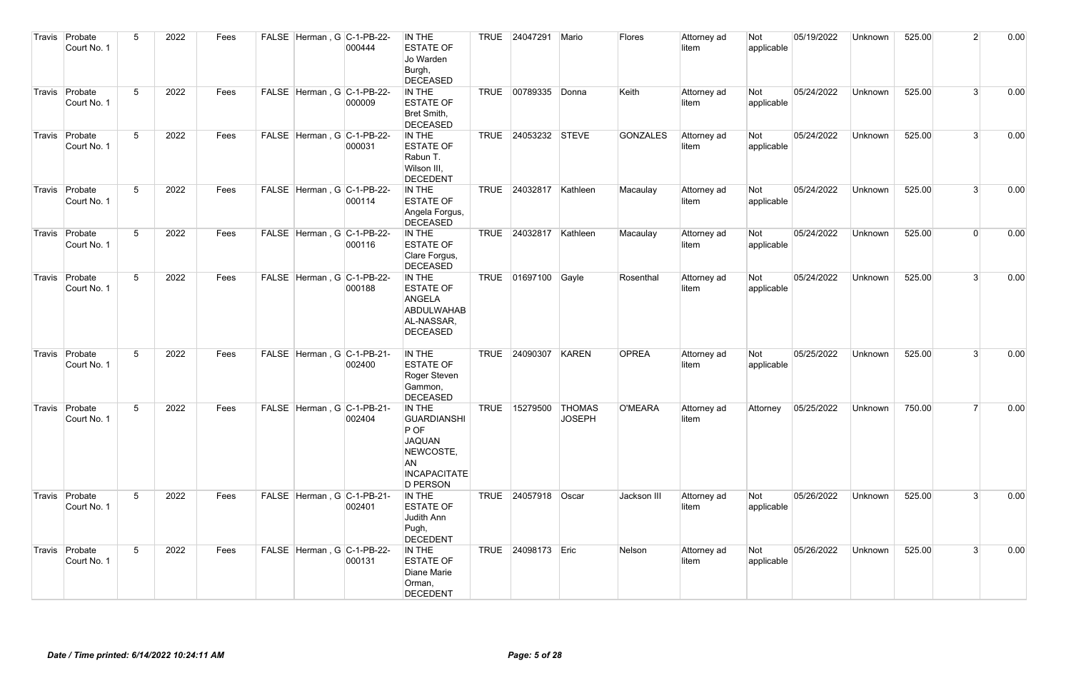| | | | | | | | | | | | | | | | | | | | |
|---|---|---|---|---|---|---|---|---|---|---|---|---|---|---|---|---|---|---|---|
| Travis | Probate Court No. 1 | 5 | 2022 | Fees | FALSE | Herman , G | C-1-PB-22-000444 | IN THE ESTATE OF Jo Warden Burgh, DECEASED | TRUE | 24047291 | Mario | Flores | Attorney ad litem | Not applicable | 05/19/2022 | Unknown | 525.00 | 2 | 0.00 |
| Travis | Probate Court No. 1 | 5 | 2022 | Fees | FALSE | Herman , G | C-1-PB-22-000009 | IN THE ESTATE OF Bret Smith, DECEASED | TRUE | 00789335 | Donna | Keith | Attorney ad litem | Not applicable | 05/24/2022 | Unknown | 525.00 | 3 | 0.00 |
| Travis | Probate Court No. 1 | 5 | 2022 | Fees | FALSE | Herman , G | C-1-PB-22-000031 | IN THE ESTATE OF Rabun T. Wilson III, DECEDENT | TRUE | 24053232 | STEVE | GONZALES | Attorney ad litem | Not applicable | 05/24/2022 | Unknown | 525.00 | 3 | 0.00 |
| Travis | Probate Court No. 1 | 5 | 2022 | Fees | FALSE | Herman , G | C-1-PB-22-000114 | IN THE ESTATE OF Angela Forgus, DECEASED | TRUE | 24032817 | Kathleen | Macaulay | Attorney ad litem | Not applicable | 05/24/2022 | Unknown | 525.00 | 3 | 0.00 |
| Travis | Probate Court No. 1 | 5 | 2022 | Fees | FALSE | Herman , G | C-1-PB-22-000116 | IN THE ESTATE OF Clare Forgus, DECEASED | TRUE | 24032817 | Kathleen | Macaulay | Attorney ad litem | Not applicable | 05/24/2022 | Unknown | 525.00 | 0 | 0.00 |
| Travis | Probate Court No. 1 | 5 | 2022 | Fees | FALSE | Herman , G | C-1-PB-22-000188 | IN THE ESTATE OF ANGELA ABDULWAHAB AL-NASSAR, DECEASED | TRUE | 01697100 | Gayle | Rosenthal | Attorney ad litem | Not applicable | 05/24/2022 | Unknown | 525.00 | 3 | 0.00 |
| Travis | Probate Court No. 1 | 5 | 2022 | Fees | FALSE | Herman , G | C-1-PB-21-002400 | IN THE ESTATE OF Roger Steven Gammon, DECEASED | TRUE | 24090307 | KAREN | OPREA | Attorney ad litem | Not applicable | 05/25/2022 | Unknown | 525.00 | 3 | 0.00 |
| Travis | Probate Court No. 1 | 5 | 2022 | Fees | FALSE | Herman , G | C-1-PB-21-002404 | IN THE GUARDIANSHIP OF JAQUAN NEWCOSTE, AN INCAPACITATED PERSON | TRUE | 15279500 | THOMAS JOSEPH | O'MEARA | Attorney ad litem | Attorney | 05/25/2022 | Unknown | 750.00 | 7 | 0.00 |
| Travis | Probate Court No. 1 | 5 | 2022 | Fees | FALSE | Herman , G | C-1-PB-21-002401 | IN THE ESTATE OF Judith Ann Pugh, DECEDENT | TRUE | 24057918 | Oscar | Jackson III | Attorney ad litem | Not applicable | 05/26/2022 | Unknown | 525.00 | 3 | 0.00 |
| Travis | Probate Court No. 1 | 5 | 2022 | Fees | FALSE | Herman , G | C-1-PB-22-000131 | IN THE ESTATE OF Diane Marie Orman, DECEDENT | TRUE | 24098173 | Eric | Nelson | Attorney ad litem | Not applicable | 05/26/2022 | Unknown | 525.00 | 3 | 0.00 |

*Date / Time printed: 6/14/2022 10:24:11 AM*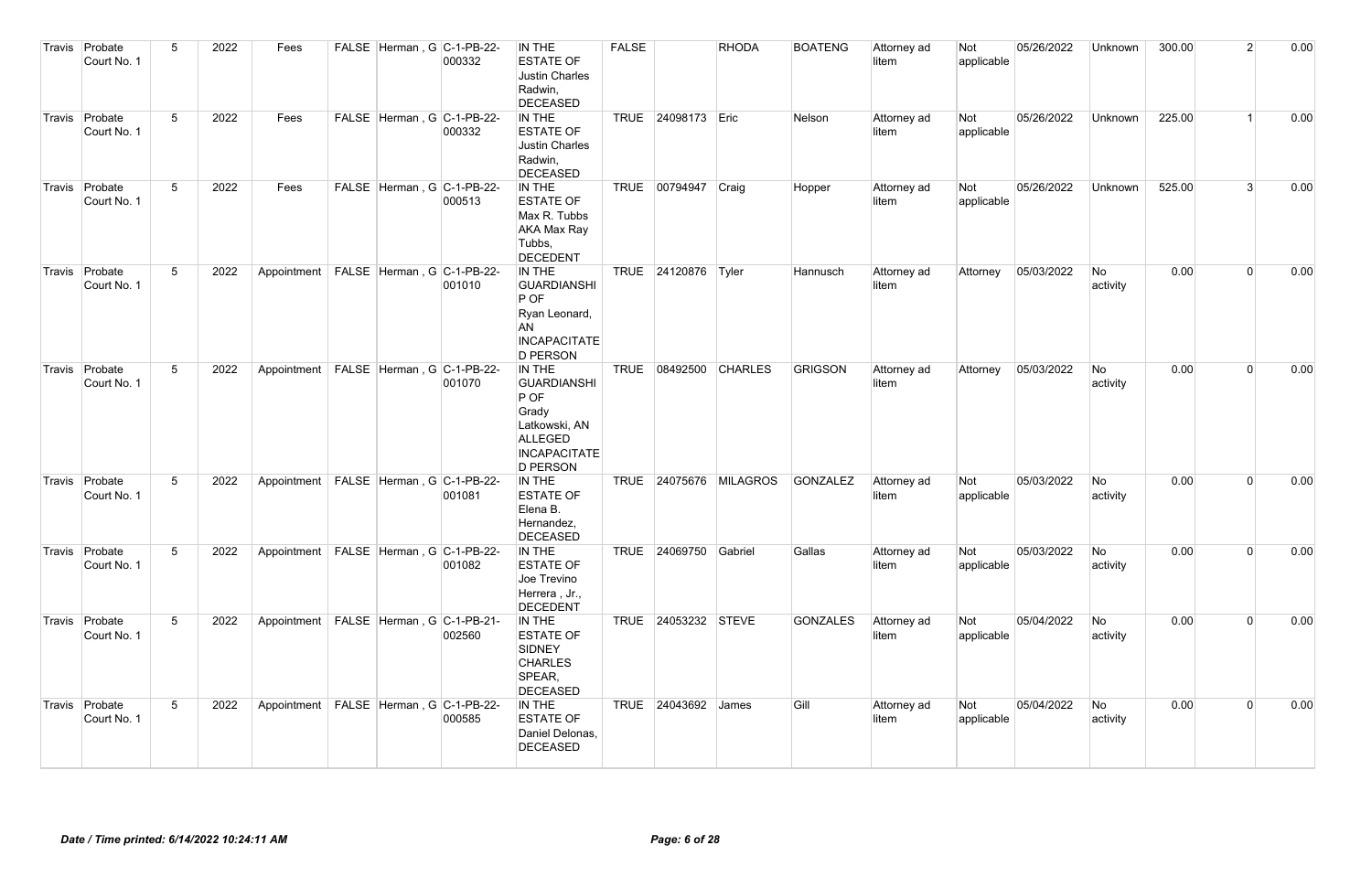| | | | | | | | | | | | | | | | | | | | | |
|---|---|---|---|---|---|---|---|---|---|---|---|---|---|---|---|---|---|---|---|---|
| Travis | Probate Court No. 1 | 5 | 2022 | Fees | FALSE | Herman , G | C-1-PB-22-000332 | IN THE ESTATE OF Justin Charles Radwin, DECEASED | FALSE | | RHODA | BOATENG | Attorney ad litem | Not applicable | 05/26/2022 | Unknown | 300.00 | 2 | 0.00 |
| Travis | Probate Court No. 1 | 5 | 2022 | Fees | FALSE | Herman , G | C-1-PB-22-000332 | IN THE ESTATE OF Justin Charles Radwin, DECEASED | TRUE | 24098173 | Eric | Nelson | Attorney ad litem | Not applicable | 05/26/2022 | Unknown | 225.00 | 1 | 0.00 |
| Travis | Probate Court No. 1 | 5 | 2022 | Fees | FALSE | Herman , G | C-1-PB-22-000513 | IN THE ESTATE OF Max R. Tubbs AKA Max Ray Tubbs, DECEDENT | TRUE | 00794947 | Craig | Hopper | Attorney ad litem | Not applicable | 05/26/2022 | Unknown | 525.00 | 3 | 0.00 |
| Travis | Probate Court No. 1 | 5 | 2022 | Appointment | FALSE | Herman , G | C-1-PB-22-001010 | IN THE GUARDIANSHIP OF Ryan Leonard, AN INCAPACITATED PERSON | TRUE | 24120876 | Tyler | Hannusch | Attorney ad litem | Attorney | 05/03/2022 | No activity | 0.00 | 0 | 0.00 |
| Travis | Probate Court No. 1 | 5 | 2022 | Appointment | FALSE | Herman , G | C-1-PB-22-001070 | IN THE GUARDIANSHIP OF Grady Latkowski, AN ALLEGED INCAPACITATED PERSON | TRUE | 08492500 | CHARLES | GRIGSON | Attorney ad litem | Attorney | 05/03/2022 | No activity | 0.00 | 0 | 0.00 |
| Travis | Probate Court No. 1 | 5 | 2022 | Appointment | FALSE | Herman , G | C-1-PB-22-001081 | IN THE ESTATE OF Elena B. Hernandez, DECEASED | TRUE | 24075676 | MILAGROS | GONZALEZ | Attorney ad litem | Not applicable | 05/03/2022 | No activity | 0.00 | 0 | 0.00 |
| Travis | Probate Court No. 1 | 5 | 2022 | Appointment | FALSE | Herman , G | C-1-PB-22-001082 | IN THE ESTATE OF Joe Trevino Herrera , Jr., DECEDENT | TRUE | 24069750 | Gabriel | Gallas | Attorney ad litem | Not applicable | 05/03/2022 | No activity | 0.00 | 0 | 0.00 |
| Travis | Probate Court No. 1 | 5 | 2022 | Appointment | FALSE | Herman , G | C-1-PB-21-002560 | IN THE ESTATE OF SIDNEY CHARLES SPEAR, DECEASED | TRUE | 24053232 | STEVE | GONZALES | Attorney ad litem | Not applicable | 05/04/2022 | No activity | 0.00 | 0 | 0.00 |
| Travis | Probate Court No. 1 | 5 | 2022 | Appointment | FALSE | Herman , G | C-1-PB-22-000585 | IN THE ESTATE OF Daniel Delonas, DECEASED | TRUE | 24043692 | James | Gill | Attorney ad litem | Not applicable | 05/04/2022 | No activity | 0.00 | 0 | 0.00 |

*Date / Time printed: 6/14/2022 10:24:11 AM*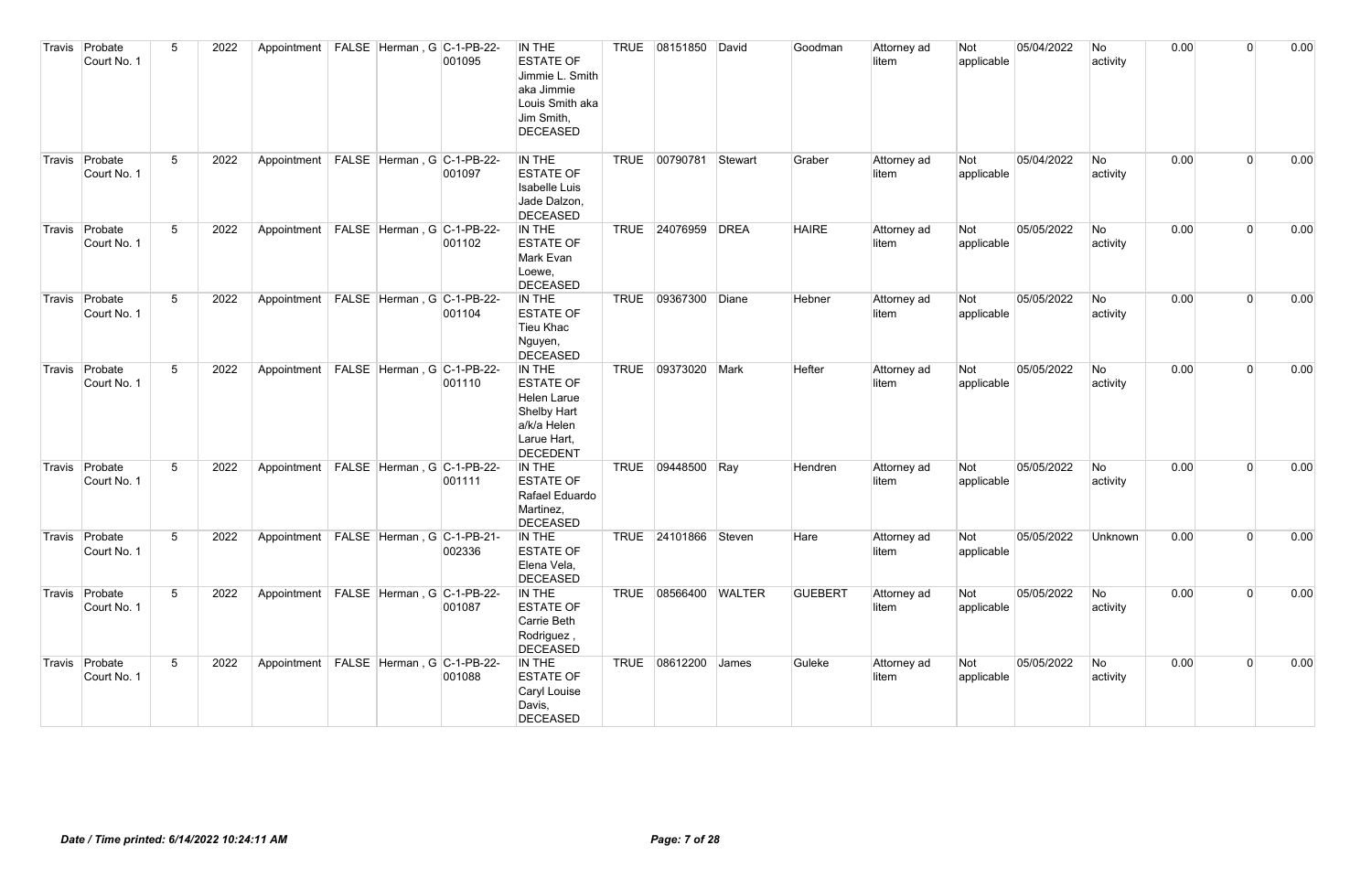| | | | | | | | | | | | | | | | | | | | |
|---|---|---|---|---|---|---|---|---|---|---|---|---|---|---|---|---|---|---|---|
| Travis | Probate Court No. 1 | 5 | 2022 | Appointment | FALSE | Herman , G | C-1-PB-22-001095 | IN THE ESTATE OF Jimmie L. Smith aka Jimmie Louis Smith aka Jim Smith, DECEASED | TRUE | 08151850 | David | Goodman | Attorney ad litem | Not applicable | 05/04/2022 | No activity | 0.00 | 0 | 0.00 |
| Travis | Probate Court No. 1 | 5 | 2022 | Appointment | FALSE | Herman , G | C-1-PB-22-001097 | IN THE ESTATE OF Isabelle Luis Jade Dalzon, DECEASED | TRUE | 00790781 | Stewart | Graber | Attorney ad litem | Not applicable | 05/04/2022 | No activity | 0.00 | 0 | 0.00 |
| Travis | Probate Court No. 1 | 5 | 2022 | Appointment | FALSE | Herman , G | C-1-PB-22-001102 | IN THE ESTATE OF Mark Evan Loewe, DECEASED | TRUE | 24076959 | DREA | HAIRE | Attorney ad litem | Not applicable | 05/05/2022 | No activity | 0.00 | 0 | 0.00 |
| Travis | Probate Court No. 1 | 5 | 2022 | Appointment | FALSE | Herman , G | C-1-PB-22-001104 | IN THE ESTATE OF Tieu Khac Nguyen, DECEASED | TRUE | 09367300 | Diane | Hebner | Attorney ad litem | Not applicable | 05/05/2022 | No activity | 0.00 | 0 | 0.00 |
| Travis | Probate Court No. 1 | 5 | 2022 | Appointment | FALSE | Herman , G | C-1-PB-22-001110 | IN THE ESTATE OF Helen Larue Shelby Hart a/k/a Helen Larue Hart, DECEDENT | TRUE | 09373020 | Mark | Hefter | Attorney ad litem | Not applicable | 05/05/2022 | No activity | 0.00 | 0 | 0.00 |
| Travis | Probate Court No. 1 | 5 | 2022 | Appointment | FALSE | Herman , G | C-1-PB-22-001111 | IN THE ESTATE OF Rafael Eduardo Martinez, DECEASED | TRUE | 09448500 | Ray | Hendren | Attorney ad litem | Not applicable | 05/05/2022 | No activity | 0.00 | 0 | 0.00 |
| Travis | Probate Court No. 1 | 5 | 2022 | Appointment | FALSE | Herman , G | C-1-PB-21-002336 | IN THE ESTATE OF Elena Vela, DECEASED | TRUE | 24101866 | Steven | Hare | Attorney ad litem | Not applicable | 05/05/2022 | Unknown | 0.00 | 0 | 0.00 |
| Travis | Probate Court No. 1 | 5 | 2022 | Appointment | FALSE | Herman , G | C-1-PB-22-001087 | IN THE ESTATE OF Carrie Beth Rodriguez , DECEASED | TRUE | 08566400 | WALTER | GUEBERT | Attorney ad litem | Not applicable | 05/05/2022 | No activity | 0.00 | 0 | 0.00 |
| Travis | Probate Court No. 1 | 5 | 2022 | Appointment | FALSE | Herman , G | C-1-PB-22-001088 | IN THE ESTATE OF Caryl Louise Davis, DECEASED | TRUE | 08612200 | James | Guleke | Attorney ad litem | Not applicable | 05/05/2022 | No activity | 0.00 | 0 | 0.00 |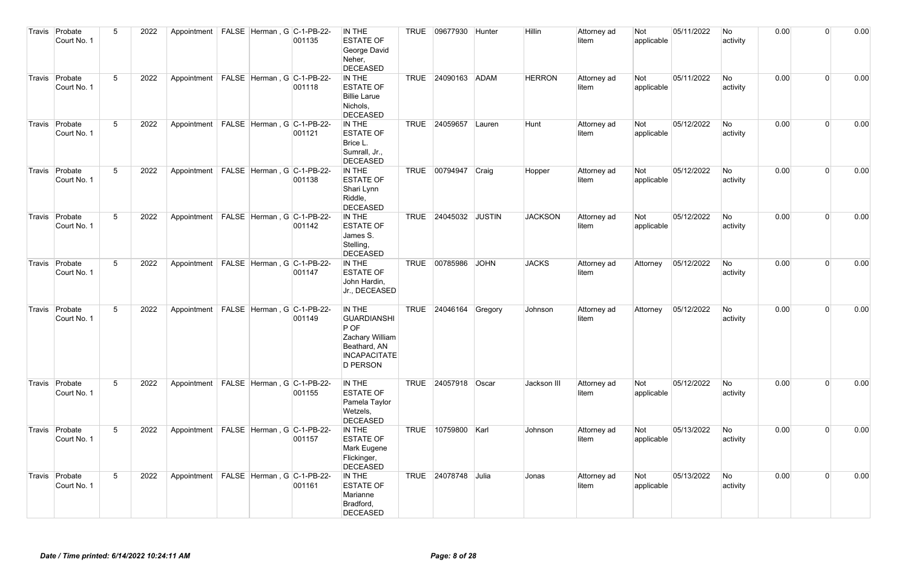| | | | | | | | | | | | | | | | | | | | | |
|---|---|---|---|---|---|---|---|---|---|---|---|---|---|---|---|---|---|---|---|---|
| Travis | Probate Court No. 1 | 5 | 2022 | Appointment | | FALSE | Herman , G | C-1-PB-22-001135 | IN THE ESTATE OF George David Neher, DECEASED | TRUE | 09677930 | Hunter | Hillin | Attorney ad litem | Not applicable | 05/11/2022 | No activity | 0.00 | 0 | 0.00 |
| Travis | Probate Court No. 1 | 5 | 2022 | Appointment | | FALSE | Herman , G | C-1-PB-22-001118 | IN THE ESTATE OF Billie Larue Nichols, DECEASED | TRUE | 24090163 | ADAM | HERRON | Attorney ad litem | Not applicable | 05/11/2022 | No activity | 0.00 | 0 | 0.00 |
| Travis | Probate Court No. 1 | 5 | 2022 | Appointment | | FALSE | Herman , G | C-1-PB-22-001121 | IN THE ESTATE OF Brice L. Sumrall, Jr., DECEASED | TRUE | 24059657 | Lauren | Hunt | Attorney ad litem | Not applicable | 05/12/2022 | No activity | 0.00 | 0 | 0.00 |
| Travis | Probate Court No. 1 | 5 | 2022 | Appointment | | FALSE | Herman , G | C-1-PB-22-001138 | IN THE ESTATE OF Shari Lynn Riddle, DECEASED | TRUE | 00794947 | Craig | Hopper | Attorney ad litem | Not applicable | 05/12/2022 | No activity | 0.00 | 0 | 0.00 |
| Travis | Probate Court No. 1 | 5 | 2022 | Appointment | | FALSE | Herman , G | C-1-PB-22-001142 | IN THE ESTATE OF James S. Stelling, DECEASED | TRUE | 24045032 | JUSTIN | JACKSON | Attorney ad litem | Not applicable | 05/12/2022 | No activity | 0.00 | 0 | 0.00 |
| Travis | Probate Court No. 1 | 5 | 2022 | Appointment | | FALSE | Herman , G | C-1-PB-22-001147 | IN THE ESTATE OF John Hardin, Jr., DECEASED | TRUE | 00785986 | JOHN | JACKS | Attorney ad litem | Attorney | 05/12/2022 | No activity | 0.00 | 0 | 0.00 |
| Travis | Probate Court No. 1 | 5 | 2022 | Appointment | | FALSE | Herman , G | C-1-PB-22-001149 | IN THE GUARDIANSHIP OF Zachary William Beathard, AN INCAPACITATED PERSON | TRUE | 24046164 | Gregory | Johnson | Attorney ad litem | Attorney | 05/12/2022 | No activity | 0.00 | 0 | 0.00 |
| Travis | Probate Court No. 1 | 5 | 2022 | Appointment | | FALSE | Herman , G | C-1-PB-22-001155 | IN THE ESTATE OF Pamela Taylor Wetzels, DECEASED | TRUE | 24057918 | Oscar | Jackson III | Attorney ad litem | Not applicable | 05/12/2022 | No activity | 0.00 | 0 | 0.00 |
| Travis | Probate Court No. 1 | 5 | 2022 | Appointment | | FALSE | Herman , G | C-1-PB-22-001157 | IN THE ESTATE OF Mark Eugene Flickinger, DECEASED | TRUE | 10759800 | Karl | Johnson | Attorney ad litem | Not applicable | 05/13/2022 | No activity | 0.00 | 0 | 0.00 |
| Travis | Probate Court No. 1 | 5 | 2022 | Appointment | | FALSE | Herman , G | C-1-PB-22-001161 | IN THE ESTATE OF Marianne Bradford, DECEASED | TRUE | 24078748 | Julia | Jonas | Attorney ad litem | Not applicable | 05/13/2022 | No activity | 0.00 | 0 | 0.00 |

*Date / Time printed: 6/14/2022 10:24:11 AM*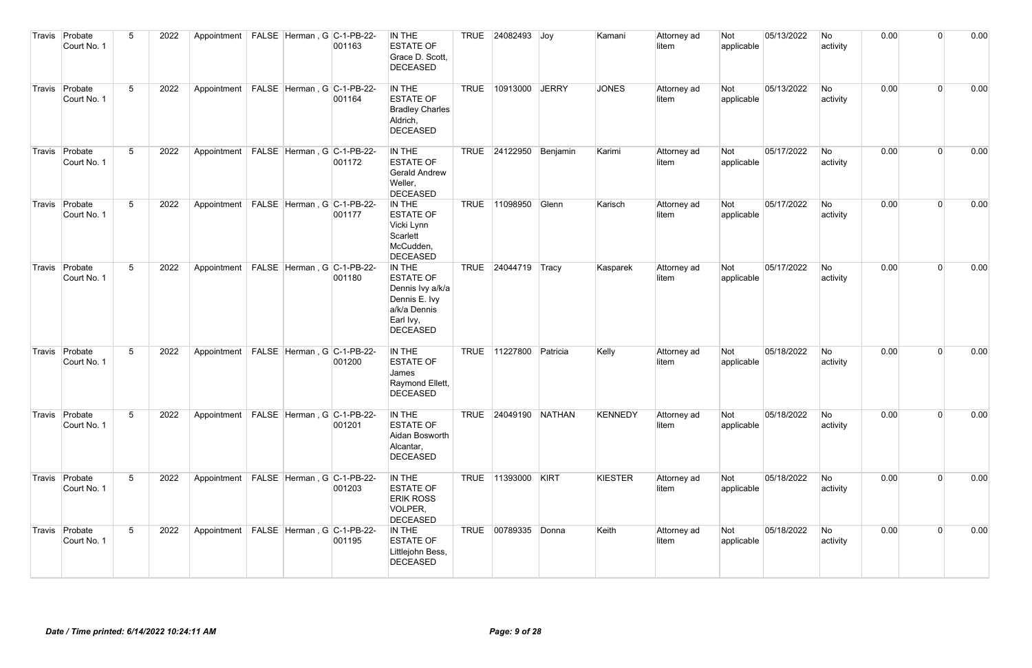| | | | | | | | | | | | | | | | | | | | | |
|---|---|---|---|---|---|---|---|---|---|---|---|---|---|---|---|---|---|---|---|---|
| Travis | Probate Court No. 1 | 5 | 2022 | Appointment | | FALSE | Herman , G | C-1-PB-22-001163 | IN THE ESTATE OF Grace D. Scott, DECEASED | TRUE | 24082493 | Joy | Kamani | Attorney ad litem | Not applicable | 05/13/2022 | No activity | 0.00 | 0 | 0.00 |
| Travis | Probate Court No. 1 | 5 | 2022 | Appointment | | FALSE | Herman , G | C-1-PB-22-001164 | IN THE ESTATE OF Bradley Charles Aldrich, DECEASED | TRUE | 10913000 | JERRY | JONES | Attorney ad litem | Not applicable | 05/13/2022 | No activity | 0.00 | 0 | 0.00 |
| Travis | Probate Court No. 1 | 5 | 2022 | Appointment | | FALSE | Herman , G | C-1-PB-22-001172 | IN THE ESTATE OF Gerald Andrew Weller, DECEASED | TRUE | 24122950 | Benjamin | Karimi | Attorney ad litem | Not applicable | 05/17/2022 | No activity | 0.00 | 0 | 0.00 |
| Travis | Probate Court No. 1 | 5 | 2022 | Appointment | | FALSE | Herman , G | C-1-PB-22-001177 | IN THE ESTATE OF Vicki Lynn Scarlett McCudden, DECEASED | TRUE | 11098950 | Glenn | Karisch | Attorney ad litem | Not applicable | 05/17/2022 | No activity | 0.00 | 0 | 0.00 |
| Travis | Probate Court No. 1 | 5 | 2022 | Appointment | | FALSE | Herman , G | C-1-PB-22-001180 | IN THE ESTATE OF Dennis Ivy a/k/a Dennis E. Ivy a/k/a Dennis Earl Ivy, DECEASED | TRUE | 24044719 | Tracy | Kasparek | Attorney ad litem | Not applicable | 05/17/2022 | No activity | 0.00 | 0 | 0.00 |
| Travis | Probate Court No. 1 | 5 | 2022 | Appointment | | FALSE | Herman , G | C-1-PB-22-001200 | IN THE ESTATE OF James Raymond Ellett, DECEASED | TRUE | 11227800 | Patricia | Kelly | Attorney ad litem | Not applicable | 05/18/2022 | No activity | 0.00 | 0 | 0.00 |
| Travis | Probate Court No. 1 | 5 | 2022 | Appointment | | FALSE | Herman , G | C-1-PB-22-001201 | IN THE ESTATE OF Aidan Bosworth Alcantar, DECEASED | TRUE | 24049190 | NATHAN | KENNEDY | Attorney ad litem | Not applicable | 05/18/2022 | No activity | 0.00 | 0 | 0.00 |
| Travis | Probate Court No. 1 | 5 | 2022 | Appointment | | FALSE | Herman , G | C-1-PB-22-001203 | IN THE ESTATE OF ERIK ROSS VOLPER, DECEASED | TRUE | 11393000 | KIRT | KIESTER | Attorney ad litem | Not applicable | 05/18/2022 | No activity | 0.00 | 0 | 0.00 |
| Travis | Probate Court No. 1 | 5 | 2022 | Appointment | | FALSE | Herman , G | C-1-PB-22-001195 | IN THE ESTATE OF Littlejohn Bess, DECEASED | TRUE | 00789335 | Donna | Keith | Attorney ad litem | Not applicable | 05/18/2022 | No activity | 0.00 | 0 | 0.00 |

*Date / Time printed: 6/14/2022 10:24:11 AM*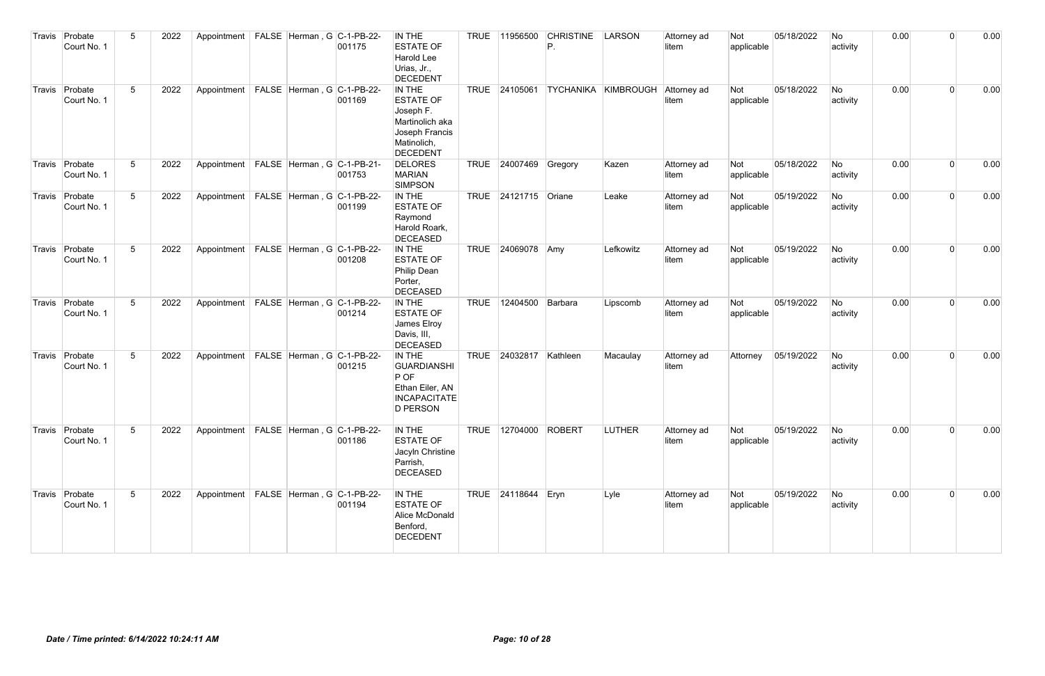| | | | | | | | | | | | | | | | | | | | | |
|---|---|---|---|---|---|---|---|---|---|---|---|---|---|---|---|---|---|---|---|---|
| Travis | Probate Court No. 1 | 5 | 2022 | Appointment | FALSE | Herman , G | C-1-PB-22-001175 | IN THE ESTATE OF Harold Lee Urias, Jr., DECEDENT | TRUE | 11956500 | CHRISTINE P. | LARSON | Attorney ad litem | Not applicable | 05/18/2022 | No activity | 0.00 | 0 | 0.00 |
| Travis | Probate Court No. 1 | 5 | 2022 | Appointment | FALSE | Herman , G | C-1-PB-22-001169 | IN THE ESTATE OF Joseph F. Martinolich aka Joseph Francis Matinolich, DECEDENT | TRUE | 24105061 | TYCHANIKA | KIMBROUGH | Attorney ad litem | Not applicable | 05/18/2022 | No activity | 0.00 | 0 | 0.00 |
| Travis | Probate Court No. 1 | 5 | 2022 | Appointment | FALSE | Herman , G | C-1-PB-21-001753 | DELORES MARIAN SIMPSON | TRUE | 24007469 | Gregory | Kazen | Attorney ad litem | Not applicable | 05/18/2022 | No activity | 0.00 | 0 | 0.00 |
| Travis | Probate Court No. 1 | 5 | 2022 | Appointment | FALSE | Herman , G | C-1-PB-22-001199 | IN THE ESTATE OF Raymond Harold Roark, DECEASED | TRUE | 24121715 | Oriane | Leake | Attorney ad litem | Not applicable | 05/19/2022 | No activity | 0.00 | 0 | 0.00 |
| Travis | Probate Court No. 1 | 5 | 2022 | Appointment | FALSE | Herman , G | C-1-PB-22-001208 | IN THE ESTATE OF Philip Dean Porter, DECEASED | TRUE | 24069078 | Amy | Lefkowitz | Attorney ad litem | Not applicable | 05/19/2022 | No activity | 0.00 | 0 | 0.00 |
| Travis | Probate Court No. 1 | 5 | 2022 | Appointment | FALSE | Herman , G | C-1-PB-22-001214 | IN THE ESTATE OF James Elroy Davis, III, DECEASED | TRUE | 12404500 | Barbara | Lipscomb | Attorney ad litem | Not applicable | 05/19/2022 | No activity | 0.00 | 0 | 0.00 |
| Travis | Probate Court No. 1 | 5 | 2022 | Appointment | FALSE | Herman , G | C-1-PB-22-001215 | IN THE GUARDIANSHIP OF Ethan Eiler, AN INCAPACITATED PERSON | TRUE | 24032817 | Kathleen | Macaulay | Attorney ad litem | Attorney | 05/19/2022 | No activity | 0.00 | 0 | 0.00 |
| Travis | Probate Court No. 1 | 5 | 2022 | Appointment | FALSE | Herman , G | C-1-PB-22-001186 | IN THE ESTATE OF Jacyln Christine Parrish, DECEASED | TRUE | 12704000 | ROBERT | LUTHER | Attorney ad litem | Not applicable | 05/19/2022 | No activity | 0.00 | 0 | 0.00 |
| Travis | Probate Court No. 1 | 5 | 2022 | Appointment | FALSE | Herman , G | C-1-PB-22-001194 | IN THE ESTATE OF Alice McDonald Benford, DECEDENT | TRUE | 24118644 | Eryn | Lyle | Attorney ad litem | Not applicable | 05/19/2022 | No activity | 0.00 | 0 | 0.00 |

*Date / Time printed: 6/14/2022 10:24:11 AM*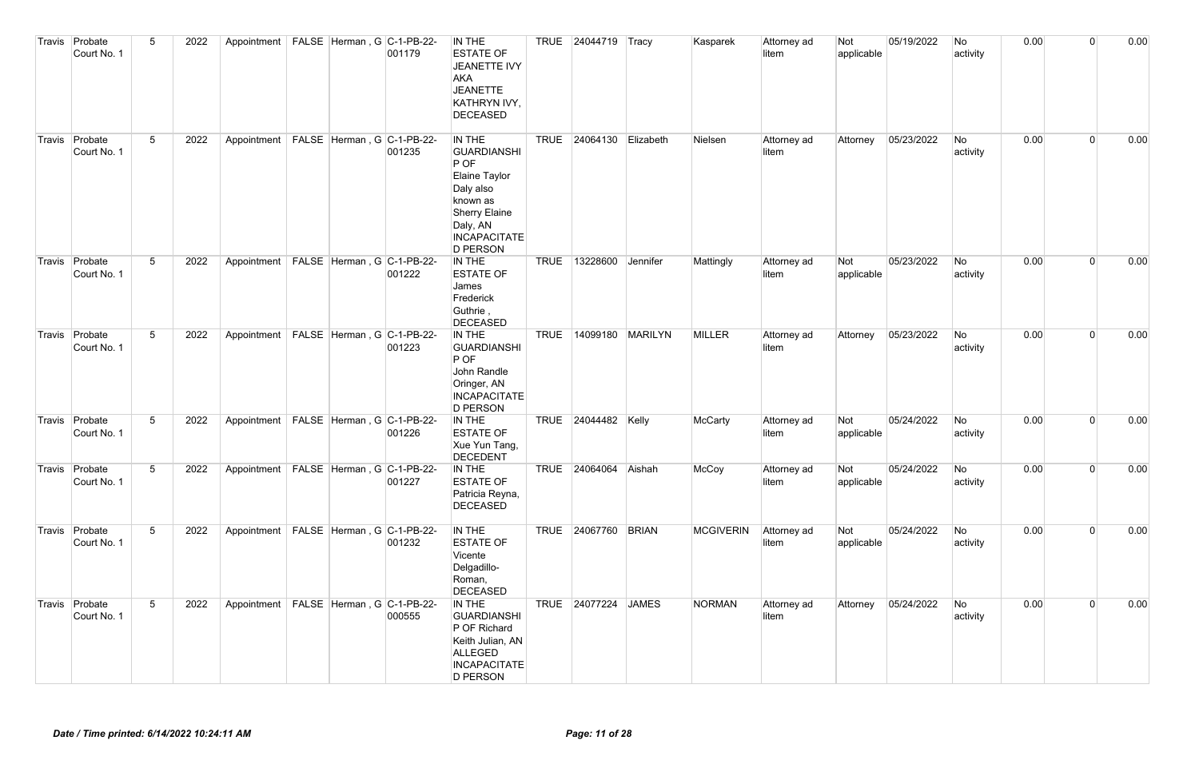| | | | | | | | | | | | | | | | | | | | | | |
|---|---|---|---|---|---|---|---|---|---|---|---|---|---|---|---|---|---|---|---|---|---|
| Travis | Probate Court No. 1 | 5 | 2022 | Appointment | FALSE | Herman , G | C-1-PB-22-001179 | IN THE ESTATE OF JEANETTE IVY AKA JEANETTE KATHRYN IVY, DECEASED | TRUE | 24044719 | Tracy | Kasparek | Attorney ad litem | Not applicable | 05/19/2022 | No activity | 0.00 | 0 | 0.00 |
| Travis | Probate Court No. 1 | 5 | 2022 | Appointment | FALSE | Herman , G | C-1-PB-22-001235 | IN THE GUARDIANSHIP OF Elaine Taylor Daly also known as Sherry Elaine Daly, AN INCAPACITATED PERSON | TRUE | 24064130 | Elizabeth | Nielsen | Attorney ad litem | Attorney | 05/23/2022 | No activity | 0.00 | 0 | 0.00 |
| Travis | Probate Court No. 1 | 5 | 2022 | Appointment | FALSE | Herman , G | C-1-PB-22-001222 | IN THE ESTATE OF James Frederick Guthrie , DECEASED | TRUE | 13228600 | Jennifer | Mattingly | Attorney ad litem | Not applicable | 05/23/2022 | No activity | 0.00 | 0 | 0.00 |
| Travis | Probate Court No. 1 | 5 | 2022 | Appointment | FALSE | Herman , G | C-1-PB-22-001223 | IN THE GUARDIANSHIP OF John Randle Oringer, AN INCAPACITATED PERSON | TRUE | 14099180 | MARILYN | MILLER | Attorney ad litem | Attorney | 05/23/2022 | No activity | 0.00 | 0 | 0.00 |
| Travis | Probate Court No. 1 | 5 | 2022 | Appointment | FALSE | Herman , G | C-1-PB-22-001226 | IN THE ESTATE OF Xue Yun Tang, DECEDENT | TRUE | 24044482 | Kelly | McCarty | Attorney ad litem | Not applicable | 05/24/2022 | No activity | 0.00 | 0 | 0.00 |
| Travis | Probate Court No. 1 | 5 | 2022 | Appointment | FALSE | Herman , G | C-1-PB-22-001227 | IN THE ESTATE OF Patricia Reyna, DECEASED | TRUE | 24064064 | Aishah | McCoy | Attorney ad litem | Not applicable | 05/24/2022 | No activity | 0.00 | 0 | 0.00 |
| Travis | Probate Court No. 1 | 5 | 2022 | Appointment | FALSE | Herman , G | C-1-PB-22-001232 | IN THE ESTATE OF Vicente Delgadillo-Roman, DECEASED | TRUE | 24067760 | BRIAN | MCGIVERIN | Attorney ad litem | Not applicable | 05/24/2022 | No activity | 0.00 | 0 | 0.00 |
| Travis | Probate Court No. 1 | 5 | 2022 | Appointment | FALSE | Herman , G | C-1-PB-22-000555 | IN THE GUARDIANSHIP OF Richard Keith Julian, AN ALLEGED INCAPACITATED PERSON | TRUE | 24077224 | JAMES | NORMAN | Attorney ad litem | Attorney | 05/24/2022 | No activity | 0.00 | 0 | 0.00 |

*Date / Time printed: 6/14/2022 10:24:11 AM*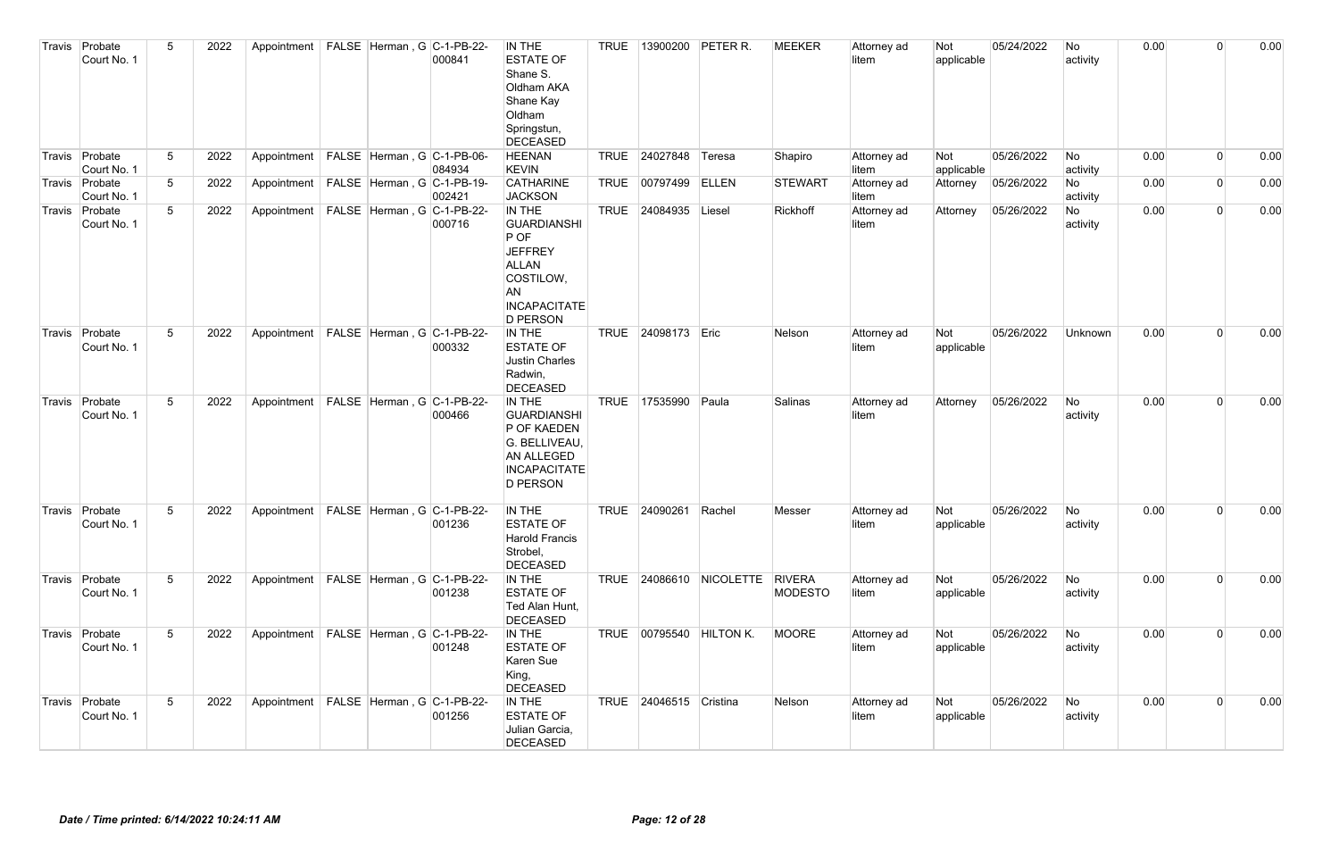| | | | | | | | | | | | | | | | | | | | | |
|---|---|---|---|---|---|---|---|---|---|---|---|---|---|---|---|---|---|---|---|---|
| Travis | Probate Court No. 1 | 5 | 2022 | Appointment | FALSE | Herman , G | C-1-PB-22-000841 | IN THE ESTATE OF Shane S. Oldham AKA Shane Kay Oldham Springstun, DECEASED | TRUE | 13900200 | PETER R. | MEEKER | Attorney ad litem | Not applicable | 05/24/2022 | No activity | 0.00 | 0 | 0.00 |
| Travis | Probate Court No. 1 | 5 | 2022 | Appointment | FALSE | Herman , G | C-1-PB-06-084934 | HEENAN KEVIN | TRUE | 24027848 | Teresa | Shapiro | Attorney ad litem | Not applicable | 05/26/2022 | No activity | 0.00 | 0 | 0.00 |
| Travis | Probate Court No. 1 | 5 | 2022 | Appointment | FALSE | Herman , G | C-1-PB-19-002421 | CATHARINE JACKSON | TRUE | 00797499 | ELLEN | STEWART | Attorney ad litem | Attorney | 05/26/2022 | No activity | 0.00 | 0 | 0.00 |
| Travis | Probate Court No. 1 | 5 | 2022 | Appointment | FALSE | Herman , G | C-1-PB-22-000716 | IN THE GUARDIANSHIP OF JEFFREY ALLAN COSTILOW, AN INCAPACITATED PERSON | TRUE | 24084935 | Liesel | Rickhoff | Attorney ad litem | Attorney | 05/26/2022 | No activity | 0.00 | 0 | 0.00 |
| Travis | Probate Court No. 1 | 5 | 2022 | Appointment | FALSE | Herman , G | C-1-PB-22-000332 | IN THE ESTATE OF Justin Charles Radwin, DECEASED | TRUE | 24098173 | Eric | Nelson | Attorney ad litem | Not applicable | 05/26/2022 | Unknown | 0.00 | 0 | 0.00 |
| Travis | Probate Court No. 1 | 5 | 2022 | Appointment | FALSE | Herman , G | C-1-PB-22-000466 | IN THE GUARDIANSHIP OF KAEDEN G. BELLIVEAU, AN ALLEGED INCAPACITATED PERSON | TRUE | 17535990 | Paula | Salinas | Attorney ad litem | Attorney | 05/26/2022 | No activity | 0.00 | 0 | 0.00 |
| Travis | Probate Court No. 1 | 5 | 2022 | Appointment | FALSE | Herman , G | C-1-PB-22-001236 | IN THE ESTATE OF Harold Francis Strobel, DECEASED | TRUE | 24090261 | Rachel | Messer | Attorney ad litem | Not applicable | 05/26/2022 | No activity | 0.00 | 0 | 0.00 |
| Travis | Probate Court No. 1 | 5 | 2022 | Appointment | FALSE | Herman , G | C-1-PB-22-001238 | IN THE ESTATE OF Ted Alan Hunt, DECEASED | TRUE | 24086610 | NICOLETTE | RIVERA MODESTO | Attorney ad litem | Not applicable | 05/26/2022 | No activity | 0.00 | 0 | 0.00 |
| Travis | Probate Court No. 1 | 5 | 2022 | Appointment | FALSE | Herman , G | C-1-PB-22-001248 | IN THE ESTATE OF Karen Sue King, DECEASED | TRUE | 00795540 | HILTON K. | MOORE | Attorney ad litem | Not applicable | 05/26/2022 | No activity | 0.00 | 0 | 0.00 |
| Travis | Probate Court No. 1 | 5 | 2022 | Appointment | FALSE | Herman , G | C-1-PB-22-001256 | IN THE ESTATE OF Julian Garcia, DECEASED | TRUE | 24046515 | Cristina | Nelson | Attorney ad litem | Not applicable | 05/26/2022 | No activity | 0.00 | 0 | 0.00 |

*Date / Time printed: 6/14/2022 10:24:11 AM*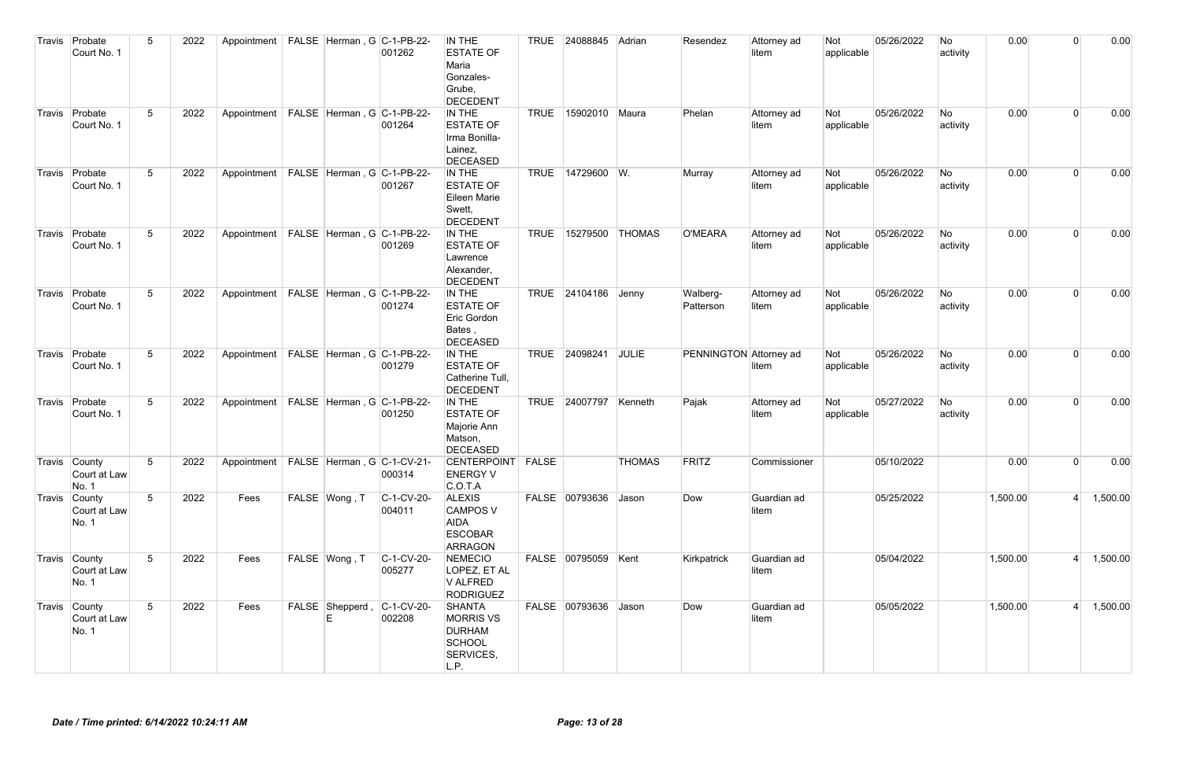| | | | | | | | | | | | | | | | | | | | |
|---|---|---|---|---|---|---|---|---|---|---|---|---|---|---|---|---|---|---|---|
| Travis | Probate Court No. 1 | 5 | 2022 | Appointment | FALSE | Herman , G | C-1-PB-22-001262 | IN THE ESTATE OF Maria Gonzales-Grube, DECEDENT | TRUE | 24088845 | Adrian | Resendez | Attorney ad litem | Not applicable | 05/26/2022 | No activity | 0.00 | 0 | 0.00 |
| Travis | Probate Court No. 1 | 5 | 2022 | Appointment | FALSE | Herman , G | C-1-PB-22-001264 | IN THE ESTATE OF Irma Bonilla-Lainez, DECEASED | TRUE | 15902010 | Maura | Phelan | Attorney ad litem | Not applicable | 05/26/2022 | No activity | 0.00 | 0 | 0.00 |
| Travis | Probate Court No. 1 | 5 | 2022 | Appointment | FALSE | Herman , G | C-1-PB-22-001267 | IN THE ESTATE OF Eileen Marie Swett, DECEDENT | TRUE | 14729600 | W. | Murray | Attorney ad litem | Not applicable | 05/26/2022 | No activity | 0.00 | 0 | 0.00 |
| Travis | Probate Court No. 1 | 5 | 2022 | Appointment | FALSE | Herman , G | C-1-PB-22-001269 | IN THE ESTATE OF Lawrence Alexander, DECEDENT | TRUE | 15279500 | THOMAS | O'MEARA | Attorney ad litem | Not applicable | 05/26/2022 | No activity | 0.00 | 0 | 0.00 |
| Travis | Probate Court No. 1 | 5 | 2022 | Appointment | FALSE | Herman , G | C-1-PB-22-001274 | IN THE ESTATE OF Eric Gordon Bates , DECEASED | TRUE | 24104186 | Jenny | Walberg-Patterson | Attorney ad litem | Not applicable | 05/26/2022 | No activity | 0.00 | 0 | 0.00 |
| Travis | Probate Court No. 1 | 5 | 2022 | Appointment | FALSE | Herman , G | C-1-PB-22-001279 | IN THE ESTATE OF Catherine Tull, DECEDENT | TRUE | 24098241 | JULIE | PENNINGTON | Attorney ad litem | Not applicable | 05/26/2022 | No activity | 0.00 | 0 | 0.00 |
| Travis | Probate Court No. 1 | 5 | 2022 | Appointment | FALSE | Herman , G | C-1-PB-22-001250 | IN THE ESTATE OF Majorie Ann Matson, DECEASED | TRUE | 24007797 | Kenneth | Pajak | Attorney ad litem | Not applicable | 05/27/2022 | No activity | 0.00 | 0 | 0.00 |
| Travis | County Court at Law No. 1 | 5 | 2022 | Appointment | FALSE | Herman , G | C-1-CV-21-000314 | CENTERPOINT ENERGY V C.O.T.A | FALSE | | THOMAS | FRITZ | Commissioner | | 05/10/2022 | | 0.00 | 0 | 0.00 |
| Travis | County Court at Law No. 1 | 5 | 2022 | Fees | FALSE | Wong , T | C-1-CV-20-004011 | ALEXIS CAMPOS V AIDA ESCOBAR ARRAGON | FALSE | 00793636 | Jason | Dow | Guardian ad litem | | 05/25/2022 | | 1,500.00 | 4 | 1,500.00 |
| Travis | County Court at Law No. 1 | 5 | 2022 | Fees | FALSE | Wong , T | C-1-CV-20-005277 | NEMECIO LOPEZ, ET AL V ALFRED RODRIGUEZ | FALSE | 00795059 | Kent | Kirkpatrick | Guardian ad litem | | 05/04/2022 | | 1,500.00 | 4 | 1,500.00 |
| Travis | County Court at Law No. 1 | 5 | 2022 | Fees | FALSE | Shepperd , E | C-1-CV-20-002208 | SHANTA MORRIS VS DURHAM SCHOOL SERVICES, L.P. | FALSE | 00793636 | Jason | Dow | Guardian ad litem | | 05/05/2022 | | 1,500.00 | 4 | 1,500.00 |

*Date / Time printed: 6/14/2022 10:24:11 AM*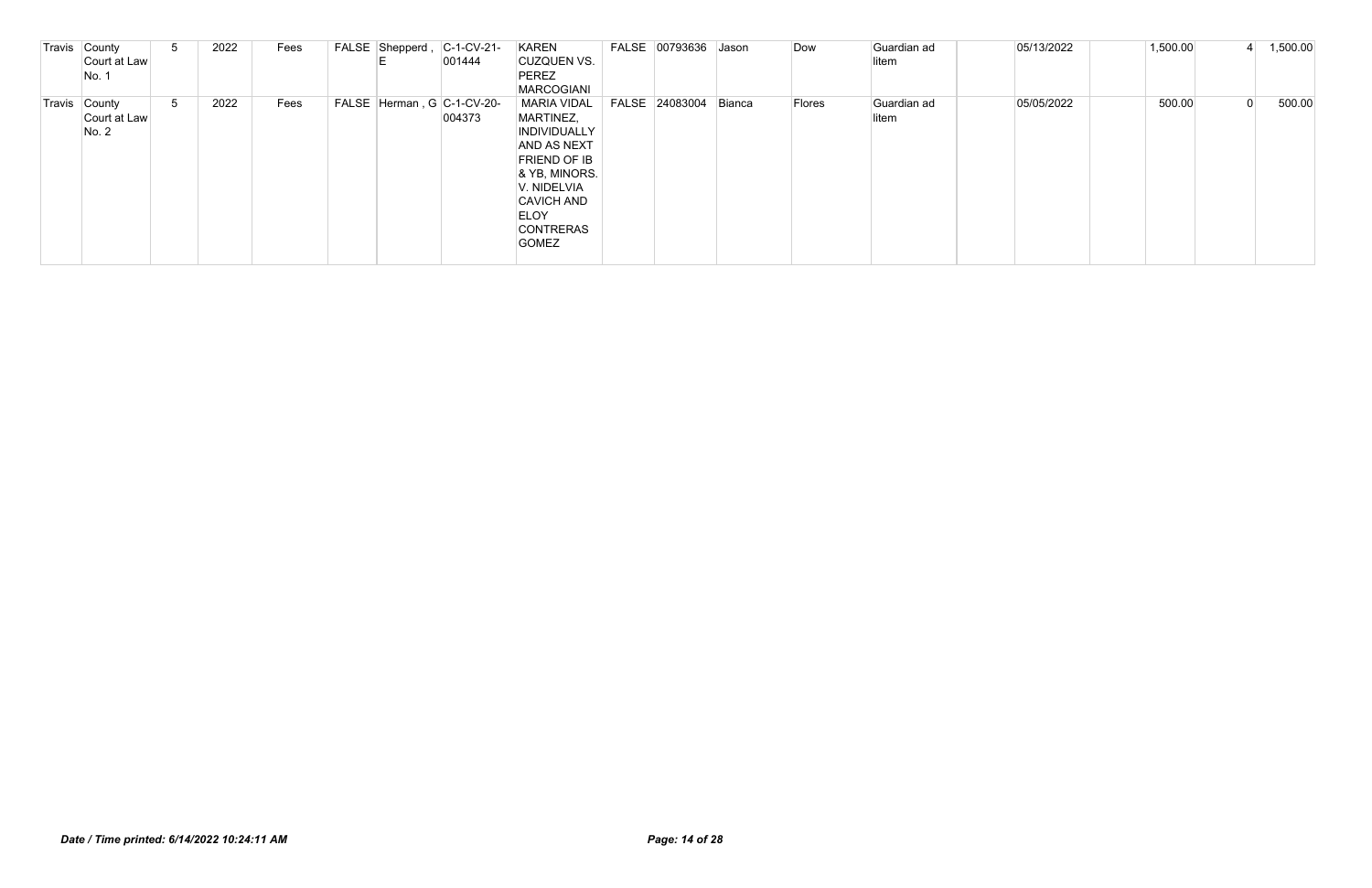| | | | | | | | | | | | | | | | | | | | | |
|---|---|---|---|---|---|---|---|---|---|---|---|---|---|---|---|---|---|---|---|---|
| Travis | County Court at Law No. 1 | 5 | 2022 | Fees | FALSE | Shepperd , E | C-1-CV-21-001444 | KAREN CUZQUEN VS. PEREZ MARCOGIANI | FALSE | 00793636 | Jason | Dow | Guardian ad litem | | 05/13/2022 | | 1,500.00 | 4 | 1,500.00 |
| Travis | County Court at Law No. 2 | 5 | 2022 | Fees | FALSE | Herman , G | C-1-CV-20-004373 | MARIA VIDAL MARTINEZ, INDIVIDUALLY AND AS NEXT FRIEND OF IB & YB, MINORS. V. NIDELVIA CAVICH AND ELOY CONTRERAS GOMEZ | FALSE | 24083004 | Bianca | Flores | Guardian ad litem | | 05/05/2022 | | 500.00 | 0 | 500.00 |

*Date / Time printed: 6/14/2022 10:24:11 AM*